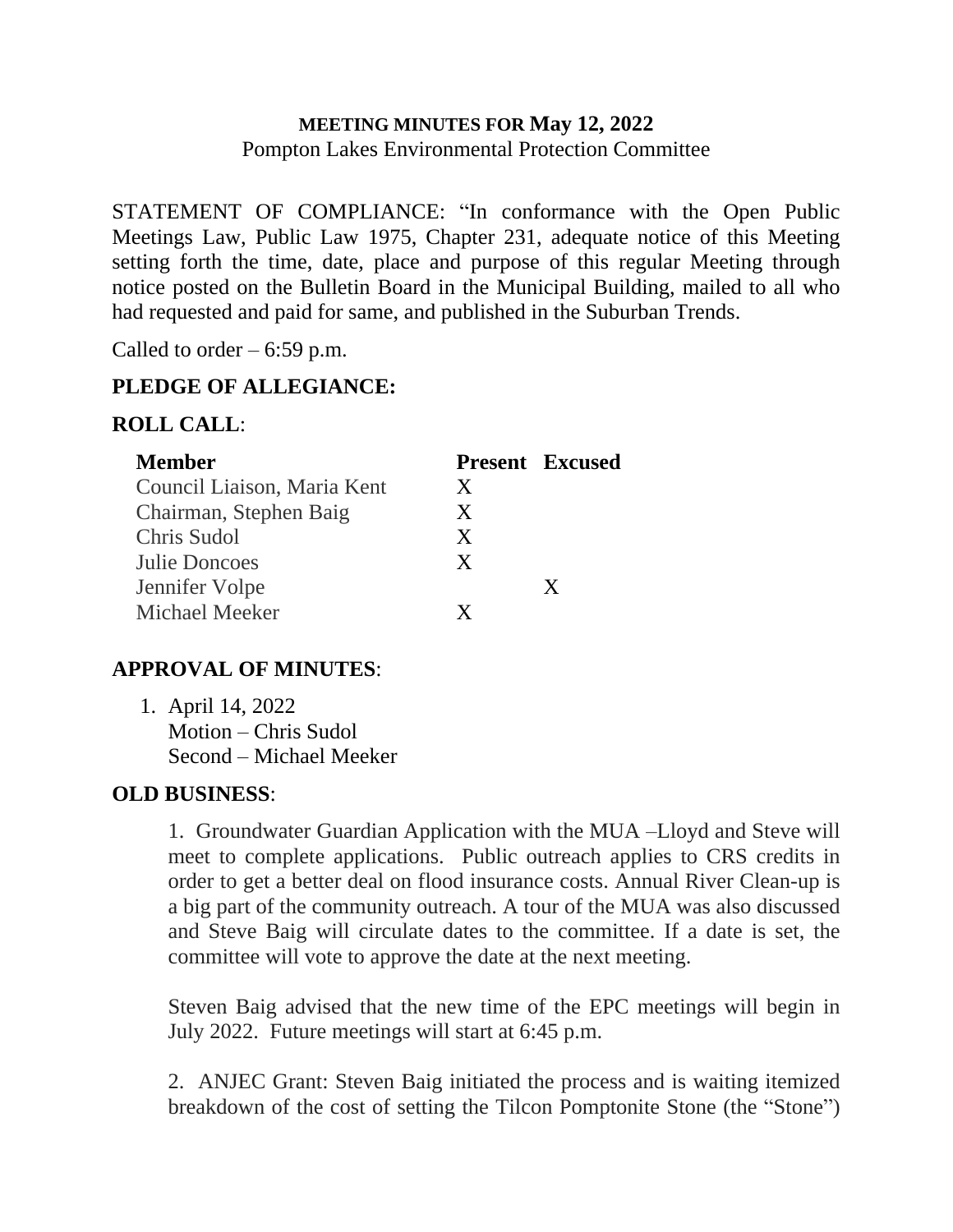**MEETING MINUTES FOR May 12, 2022**
Pompton Lakes Environmental Protection Committee

STATEMENT OF COMPLIANCE: "In conformance with the Open Public Meetings Law, Public Law 1975, Chapter 231, adequate notice of this Meeting setting forth the time, date, place and purpose of this regular Meeting through notice posted on the Bulletin Board in the Municipal Building, mailed to all who had requested and paid for same, and published in the Suburban Trends.

Called to order – 6:59 p.m.

**PLEDGE OF ALLEGIANCE:**

**ROLL CALL**:

| Member | Present | Excused |
|---|---|---|
| Council Liaison, Maria Kent | X | |
| Chairman, Stephen Baig | X | |
| Chris Sudol | X | |
| Julie Doncoes | X | |
| Jennifer Volpe | | X |
| Michael Meeker | X | |

**APPROVAL OF MINUTES**:

1. April 14, 2022
   Motion – Chris Sudol
   Second – Michael Meeker

**OLD BUSINESS**:

1. Groundwater Guardian Application with the MUA –Lloyd and Steve will meet to complete applications. Public outreach applies to CRS credits in order to get a better deal on flood insurance costs. Annual River Clean-up is a big part of the community outreach. A tour of the MUA was also discussed and Steve Baig will circulate dates to the committee. If a date is set, the committee will vote to approve the date at the next meeting.

   Steven Baig advised that the new time of the EPC meetings will begin in July 2022. Future meetings will start at 6:45 p.m.

2. ANJEC Grant: Steven Baig initiated the process and is waiting itemized breakdown of the cost of setting the Tilcon Pomptonite Stone (the "Stone")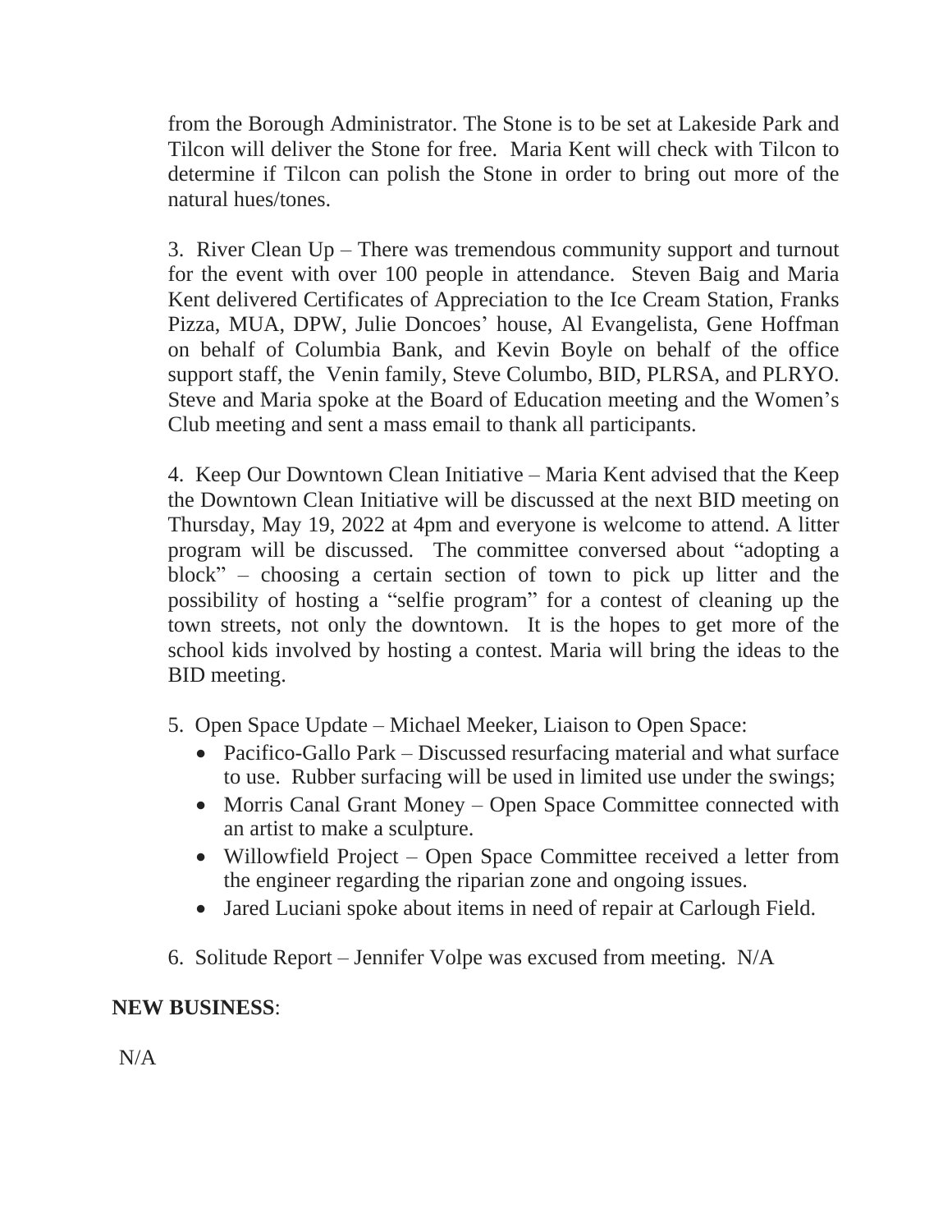from the Borough Administrator. The Stone is to be set at Lakeside Park and Tilcon will deliver the Stone for free. Maria Kent will check with Tilcon to determine if Tilcon can polish the Stone in order to bring out more of the natural hues/tones.

3. River Clean Up – There was tremendous community support and turnout for the event with over 100 people in attendance. Steven Baig and Maria Kent delivered Certificates of Appreciation to the Ice Cream Station, Franks Pizza, MUA, DPW, Julie Doncoes' house, Al Evangelista, Gene Hoffman on behalf of Columbia Bank, and Kevin Boyle on behalf of the office support staff, the Venin family, Steve Columbo, BID, PLRSA, and PLRYO. Steve and Maria spoke at the Board of Education meeting and the Women's Club meeting and sent a mass email to thank all participants.

4. Keep Our Downtown Clean Initiative – Maria Kent advised that the Keep the Downtown Clean Initiative will be discussed at the next BID meeting on Thursday, May 19, 2022 at 4pm and everyone is welcome to attend. A litter program will be discussed. The committee conversed about "adopting a block" – choosing a certain section of town to pick up litter and the possibility of hosting a "selfie program" for a contest of cleaning up the town streets, not only the downtown. It is the hopes to get more of the school kids involved by hosting a contest. Maria will bring the ideas to the BID meeting.

5. Open Space Update – Michael Meeker, Liaison to Open Space:
   - Pacifico-Gallo Park – Discussed resurfacing material and what surface to use. Rubber surfacing will be used in limited use under the swings;
   - Morris Canal Grant Money – Open Space Committee connected with an artist to make a sculpture.
   - Willowfield Project – Open Space Committee received a letter from the engineer regarding the riparian zone and ongoing issues.
   - Jared Luciani spoke about items in need of repair at Carlough Field.

6. Solitude Report – Jennifer Volpe was excused from meeting. N/A

**NEW BUSINESS**:

N/A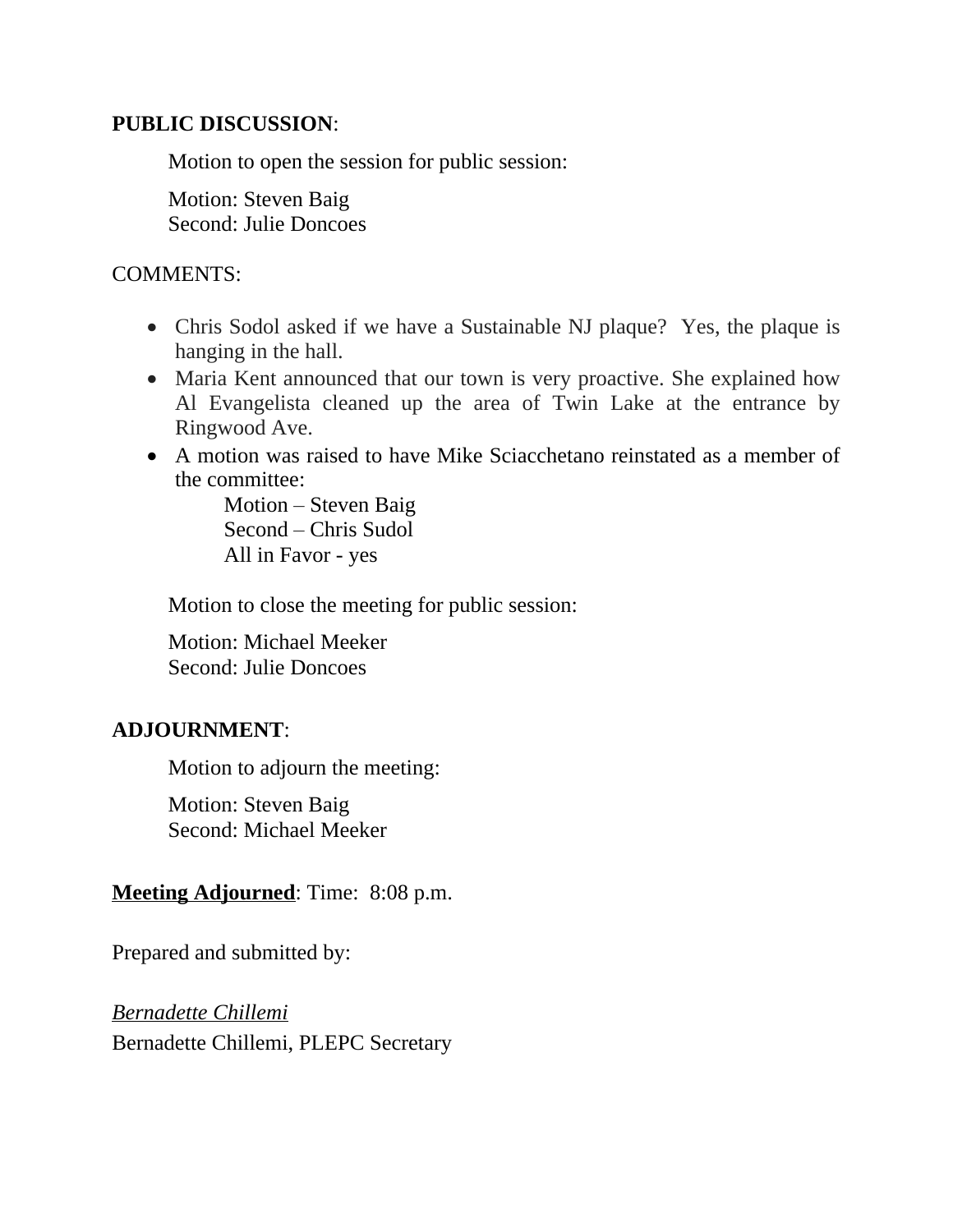**PUBLIC DISCUSSION**:

Motion to open the session for public session:

Motion: Steven Baig
Second: Julie Doncoes

COMMENTS:

- Chris Sodol asked if we have a Sustainable NJ plaque? Yes, the plaque is hanging in the hall.
- Maria Kent announced that our town is very proactive. She explained how Al Evangelista cleaned up the area of Twin Lake at the entrance by Ringwood Ave.
- A motion was raised to have Mike Sciacchetano reinstated as a member of the committee:
  - Motion – Steven Baig
  - Second – Chris Sudol
  - All in Favor - yes

Motion to close the meeting for public session:

Motion: Michael Meeker
Second: Julie Doncoes

**ADJOURNMENT**:

Motion to adjourn the meeting:

Motion: Steven Baig
Second: Michael Meeker

**Meeting Adjourned**: Time: 8:08 p.m.

Prepared and submitted by:

*Bernadette Chillemi*
Bernadette Chillemi, PLEPC Secretary